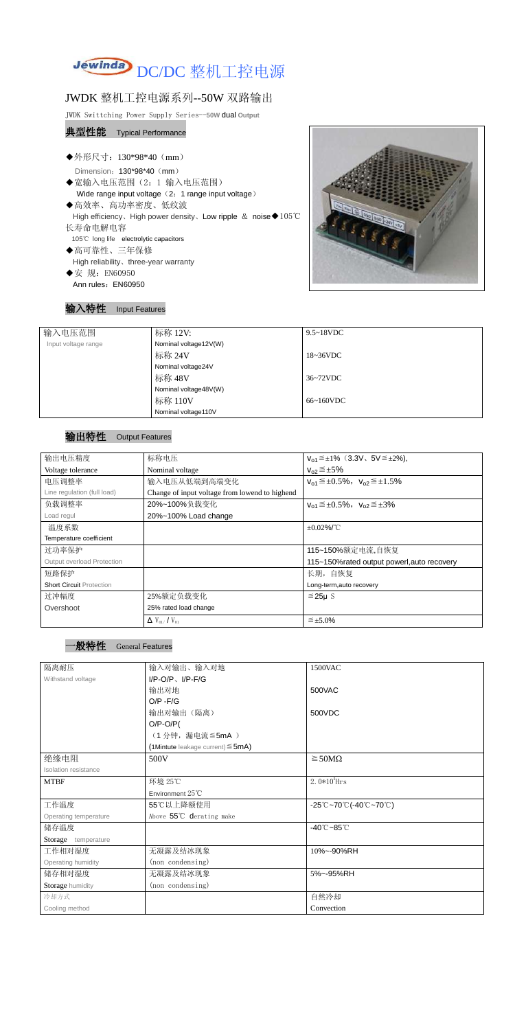# Jewinda DC/DC 整机工控电源

## JWDK 整机工控电源系列--50W 双路输出

JWDK Swittching Power Supply Series--50W dual Output

### 典型性能 Typical Performance

- ◆外形尺寸：130*98*40（mm）
  Dimension：130*98*40（mm）
- ◆宽输入电压范围（2：1 输入电压范围）
  Wide range input voltage（2：1 range input voltage）
- ◆高效率、高功率密度、低纹波
  High efficiency、High power density、Low ripple ＆ noise
- ◆105℃长寿命电解电容
  105℃ long life electrolytic capacitors
- ◆高可靠性、三年保修
  High reliability、three-year warranty
- ◆安 规：EN60950
  Ann rules：EN60950

### 输入特性 Input Features

| 输入电压范围 Input voltage range | 标称 12V: Nominal voltage12V(W) | 9.5~18VDC |
|---|---|---|
| | 标称 24V Nominal voltage24V | 18~36VDC |
| | 标称 48V Nominal voltage48V(W) | 36~72VDC |
| | 标称 110V Nominal voltage110V | 66~160VDC |

### 输出特性 Output Features

| 输出电压精度 Voltage tolerance | 标称电压 Nominal voltage | $V_{o1}$≦±1%（3.3V、5V≦±2%), $V_{o2}$≦±5% |
|---|---|---|
| 电压调整率 Line regulation (full load) | 输入电压从低端到高端变化 Change of input voltage from lowend to highend | $V_{o1}$≦±0.5%，$V_{o2}$≦±1.5% |
| 负载调整率 Load regul | 20%~100%负载变化 20%~100% Load change | $V_{o1}$≦±0.5%，$V_{o2}$≦±3% |
| 温度系数 Temperature coefficient | | ±0.02%/℃ |
| 过功率保护 Output overload Protection | | 115~150%额定电流,自恢复 115~150%rated output powerl,auto recovery |
| 短路保护 Short Circuit Protection | | 长期，自恢复 Long-term,auto recovery |
| 过冲幅度 Overshoot | 25%额定负载变化 25% rated load change | ≦25μ S |
| | $\Delta V_{01} / V_{01}$ | ≦±5.0% |

### 一般特性 General Features

| 隔离耐压 Withstand voltage | 输入对输出、输入对地 I/P-O/P、I/P-F/G | 1500VAC |
|---|---|---|
| | 输出对地 O/P -F/G | 500VAC |
| | 输出对输出（隔离）O/P-O/P(（1 分钟，漏电流≦5mA ）(1Mintute leakage current)≦5mA) | 500VDC |
| 绝缘电阻 Isolation resistance | 500V | ≧50MΩ |
| MTBF | 环境 25℃ Environment 25℃ | $2.0*10^5$Hrs |
| 工作温度 Operating temperature | 55℃以上降额使用 Above 55℃ derating make | -25℃~70℃(-40℃~70℃) |
| 储存温度 Storage temperature | | -40℃~85℃ |
| 工作相对湿度 Operating humidity | 无凝露及结冰现象 (non condensing) | 10%~-90%RH |
| 储存相对湿度 Storage humidity | 无凝露及结冰现象 (non condensing) | 5%~-95%RH |
| 冷却方式 Cooling method | | 自然冷却 Convection |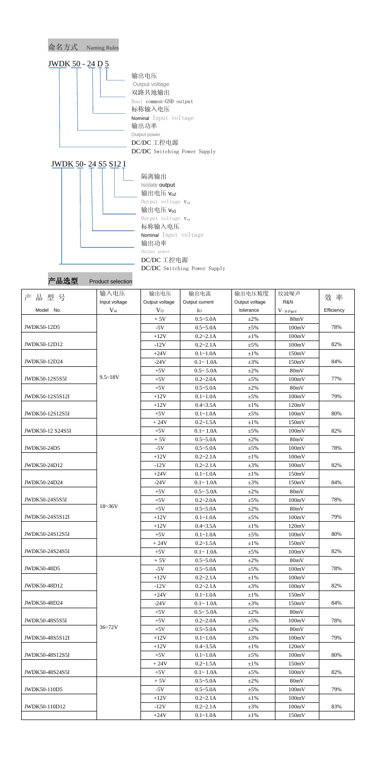## 命名方式 Naming Rules

JWDK 50 - 24 D 5

- 输出电压 Output voltage
- 双路共地输出 Dual common-GND output
- 标称输入电压 Nominal Input voltage
- 输出功率 Output power
- DC/DC 工控电源 DC/DC Switching Power Supply

JWDK 50- 24 S5 S12 I

- 隔离输出 Isolate output
- 输出电压 $V_{o2}$ Output voltage $V_{o2}$
- 输出电压 $V_{o1}$ Output voltage $V_{o1}$
- 标称输入电压 Nominal Input voltage
- 输出功率 Output power
- DC/DC 工控电源 DC/DC Switching Power Supply

## 产品选型 Product selection

| 产品型号<br>Model No. | 输入电压<br>Input voltage<br>$V_{in}$ | 输出电压<br>Output voltage<br>$V_O$ | 输出电流<br>Output current<br>$I_O$ | 输出电压精度<br>Output voltage<br>tolerance | 纹波噪声<br>R&N<br>$V_{(P-P)mV}$ | 效率<br>Efficiency |
|---|---|---|---|---|---|---|
| JWDK50-12D5 | 9.5~18V | + 5V | 0.5~5.0A | ±2% | 80mV | 78% |
| | | -5V | 0.5~5.0A | ±5% | 100mV | |
| JWDK50-12D12 | | +12V | 0.2~2.1A | ±1% | 100mV | 82% |
| | | -12V | 0.2~2.1A | ±5% | 100mV | |
| JWDK50-12D24 | | +24V | 0.1~1.0A | ±1% | 150mV | 84% |
| | | -24V | 0.1~ 1.0A | ±3% | 150mV | |
| JWDK50-12S5S5I | | +5V | 0.5~ 5.0A | ±2% | 80mV | 77% |
| | | +5V | 0.2~2.0A | ±5% | 100mV | |
| JWDK50-12S5S12I | | +5V | 0.5~5.0A | ±2% | 80mV | 79% |
| | | +12V | 0.1~1.0A | ±5% | 100mV | |
| JWDK50-12S12S5I | | +12V | 0.4~3.5A | ±1% | 120mV | 80% |
| | | +5V | 0.1~1.0A | ±5% | 100mV | |
| JWDK50-12 S24S5I | | + 24V | 0.2~1.5A | ±1% | 150mV | 82% |
| | | +5V | 0.1~ 1.0A | ±5% | 100mV | |
| JWDK50-24D5 | 18~36V | + 5V | 0.5~5.0A | ±2% | 80mV | 78% |
| | | -5V | 0.5~5.0A | ±5% | 100mV | |
| JWDK50-24D12 | | +12V | 0.2~2.1A | ±1% | 100mV | 82% |
| | | -12V | 0.2~2.1A | ±3% | 100mV | |
| JWDK50-24D24 | | +24V | 0.1~1.0A | ±1% | 150mV | 84% |
| | | -24V | 0.1~ 1.0A | ±3% | 150mV | |
| JWDK50-24S5S5I | | +5V | 0.5~ 5.0A | ±2% | 80mV | 78% |
| | | +5V | 0.2~2.0A | ±5% | 100mV | |
| JWDK50-24S5S12I | | +5V | 0.5~5.0A | ±2% | 80mV | 79% |
| | | +12V | 0.1~1.0A | ±5% | 100mV | |
| JWDK50-24S12S5I | | +12V | 0.4~3.5A | ±1% | 120mV | 80% |
| | | +5V | 0.1~1.0A | ±5% | 100mV | |
| JWDK50-24S24S5I | | + 24V | 0.2~1.5A | ±1% | 150mV | 82% |
| | | +5V | 0.1~ 1.0A | ±5% | 100mV | |
| JWDK50-48D5 | 36~72V | + 5V | 0.5~5.0A | ±2% | 80mV | 78% |
| | | -5V | 0.5~5.0A | ±5% | 100mV | |
| JWDK50-48D12 | | +12V | 0.2~2.1A | ±1% | 100mV | 82% |
| | | -12V | 0.2~2.1A | ±3% | 100mV | |
| JWDK50-48D24 | | +24V | 0.1~1.0A | ±1% | 150mV | 84% |
| | | -24V | 0.1~ 1.0A | ±3% | 150mV | |
| JWDK50-48S5S5I | | +5V | 0.5~ 5.0A | ±2% | 80mV | 78% |
| | | +5V | 0.2~2.0A | ±5% | 100mV | |
| JWDK50-48S5S12I | | +5V | 0.5~5.0A | ±2% | 80mV | 79% |
| | | +12V | 0.1~1.0A | ±3% | 100mV | |
| JWDK50-48S12S5I | | +12V | 0.4~3.5A | ±1% | 120mV | 80% |
| | | +5V | 0.1~1.0A | ±5% | 100mV | |
| JWDK50-48S24S5I | | + 24V | 0.2~1.5A | ±1% | 150mV | 82% |
| | | +5V | 0.1~ 1.0A | ±5% | 100mV | |
| JWDK50-110D5 | | + 5V | 0.5~5.0A | ±2% | 80mV | 79% |
| | | -5V | 0.5~5.0A | ±5% | 100mV | |
| JWDK50-110D12 | | +12V | 0.2~2.1A | ±1% | 100mV | 83% |
| | | -12V | 0.2~2.1A | ±3% | 100mV | |
| | | +24V | 0.1~1.0A | ±1% | 150mV | |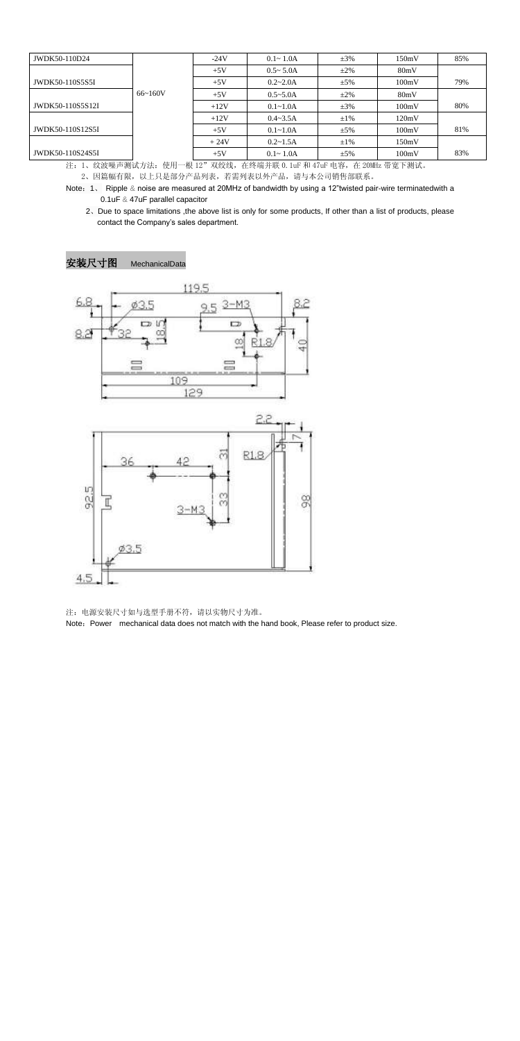| | | | | | | |
|---|---|---|---|---|---|---|
| JWDK50-110D24 | 66~160V | -24V | 0.1~ 1.0A | ±3% | 150mV | 85% |
| JWDK50-110S5S5I | | +5V | 0.5~ 5.0A | ±2% | 80mV | 79% |
| | | +5V | 0.2~2.0A | ±5% | 100mV | |
| JWDK50-110S5S12I | | +5V | 0.5~5.0A | ±2% | 80mV | 80% |
| | | +12V | 0.1~1.0A | ±3% | 100mV | |
| JWDK50-110S12S5I | | +12V | 0.4~3.5A | ±1% | 120mV | 81% |
| | | +5V | 0.1~1.0A | ±5% | 100mV | |
| JWDK50-110S24S5I | | + 24V | 0.2~1.5A | ±1% | 150mV | 83% |
| | | +5V | 0.1~ 1.0A | ±5% | 100mV | |

注：1、纹波噪声测试方法：使用一根 12" 双绞线，在终端并联 0.1uF 和 47uF 电容，在 20MHz 带宽下测试。

2、因篇幅有限，以上只是部分产品列表，若需列表以外产品，请与本公司销售部联系。

Note：1、 Ripple & noise are measured at 20MHz of bandwidth by using a 12"twisted pair-wire terminatedwith a 0.1uF & 47uF parallel capacitor

2、Due to space limitations ,the above list is only for some products, If other than a list of products, please contact the Company's sales department.

## 安装尺寸图 MechanicalData

119.5
6.8
Ø3.5
9.5
3-M3
8.2
8.2
32
18.5
18
R1.8
40
109
129

2.2
7
31
R1.8
36
42
92.5
33
98
3-M3
Ø3.5
4.5

注：电源安装尺寸如与选型手册不符，请以实物尺寸为准。

Note：Power mechanical data does not match with the hand book, Please refer to product size.